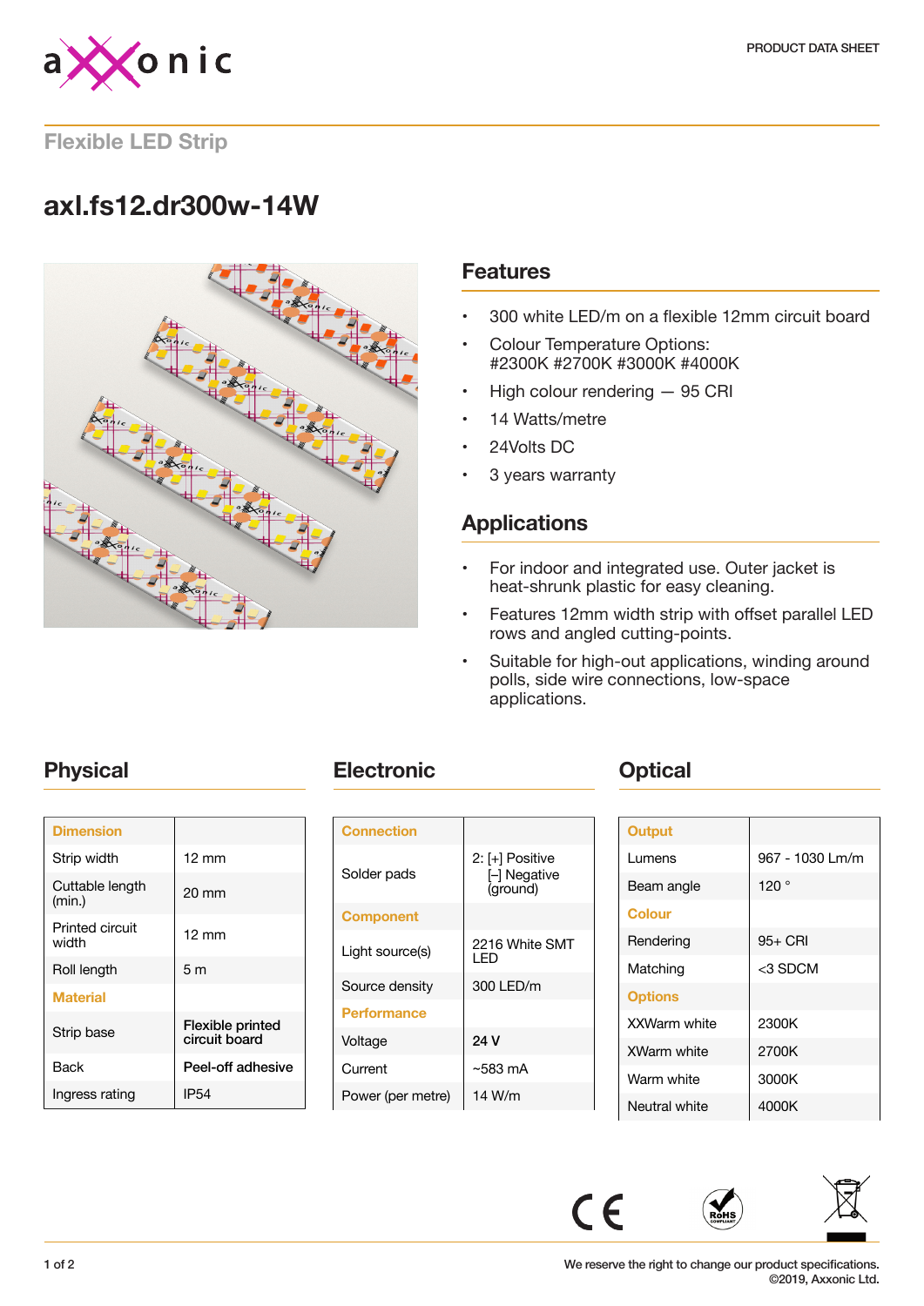PRODUCT DATA SHEET

## Flexible LED Strip

# axl.fs12.dr300w-14W

## Features

- 300 white LED/m on a flexible 12mm circuit board
- Colour Temperature Options: #2300K #2700K #3000K #4000K
- High colour rendering — 95 CRI
- 14 Watts/metre
- 24Volts DC
- 3 years warranty

## Applications

- For indoor and integrated use. Outer jacket is heat-shrunk plastic for easy cleaning.
- Features 12mm width strip with offset parallel LED rows and angled cutting-points.
- Suitable for high-out applications, winding around polls, side wire connections, low-space applications.

## Physical

| Dimension | |
|---|---|
| Strip width | 12 mm |
| Cuttable length (min.) | 20 mm |
| Printed circuit width | 12 mm |
| Roll length | 5 m |
| **Material** | |
| Strip base | Flexible printed circuit board |
| Back | Peel-off adhesive |
| Ingress rating | IP54 |

## Electronic

| Connection | |
|---|---|
| Solder pads | 2: [+] Positive [-] Negative (ground) |
| **Component** | |
| Light source(s) | 2216 White SMT LED |
| Source density | 300 LED/m |
| **Performance** | |
| Voltage | 24 V |
| Current | ~583 mA |
| Power (per metre) | 14 W/m |

## Optical

| Output | |
|---|---|
| Lumens | 967 - 1030 Lm/m |
| Beam angle | 120 ° |
| **Colour** | |
| Rendering | 95+ CRI |
| Matching | <3 SDCM |
| **Options** | |
| XXWarm white | 2300K |
| XWarm white | 2700K |
| Warm white | 3000K |
| Neutral white | 4000K |

We reserve the right to change our product specifications.
©2019, Axxonic Ltd.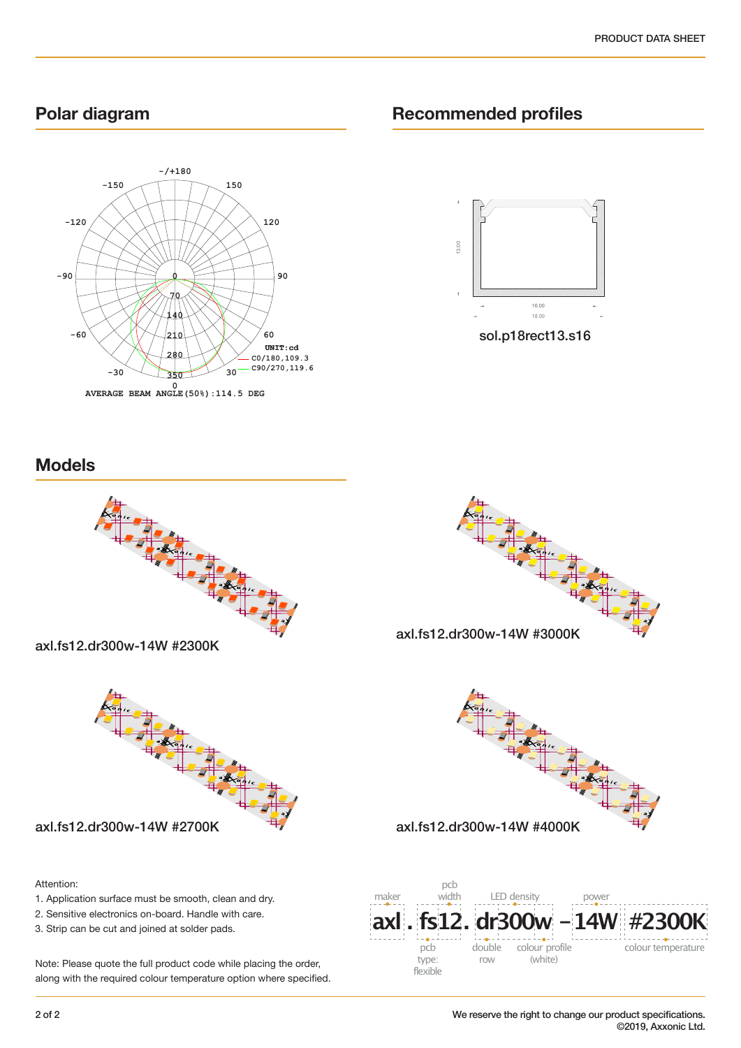## Polar diagram

-/+180
-150
150
-120
120
-90
90
-60
60
-30
30
0
0
70
140
210
280
350

UNIT:cd
C0/180,109.3
C90/270,119.6

AVERAGE BEAM ANGLE(50%):114.5 DEG

## Recommended profiles

13.00
16.00
18.00

sol.p18rect13.s16

## Models

axl.fs12.dr300w-14W #2300K

axl.fs12.dr300w-14W #3000K

axl.fs12.dr300w-14W #2700K

axl.fs12.dr300w-14W #4000K

Attention:

1. Application surface must be smooth, clean and dry.
2. Sensitive electronics on-board. Handle with care.
3. Strip can be cut and joined at solder pads.

Note: Please quote the full product code while placing the order, along with the required colour temperature option where specified.

axl . fs12. dr300w - 14W #2300K

maker
pcb type: flexible
pcb width
double row
LED density
colour profile (white)
power
colour temperature